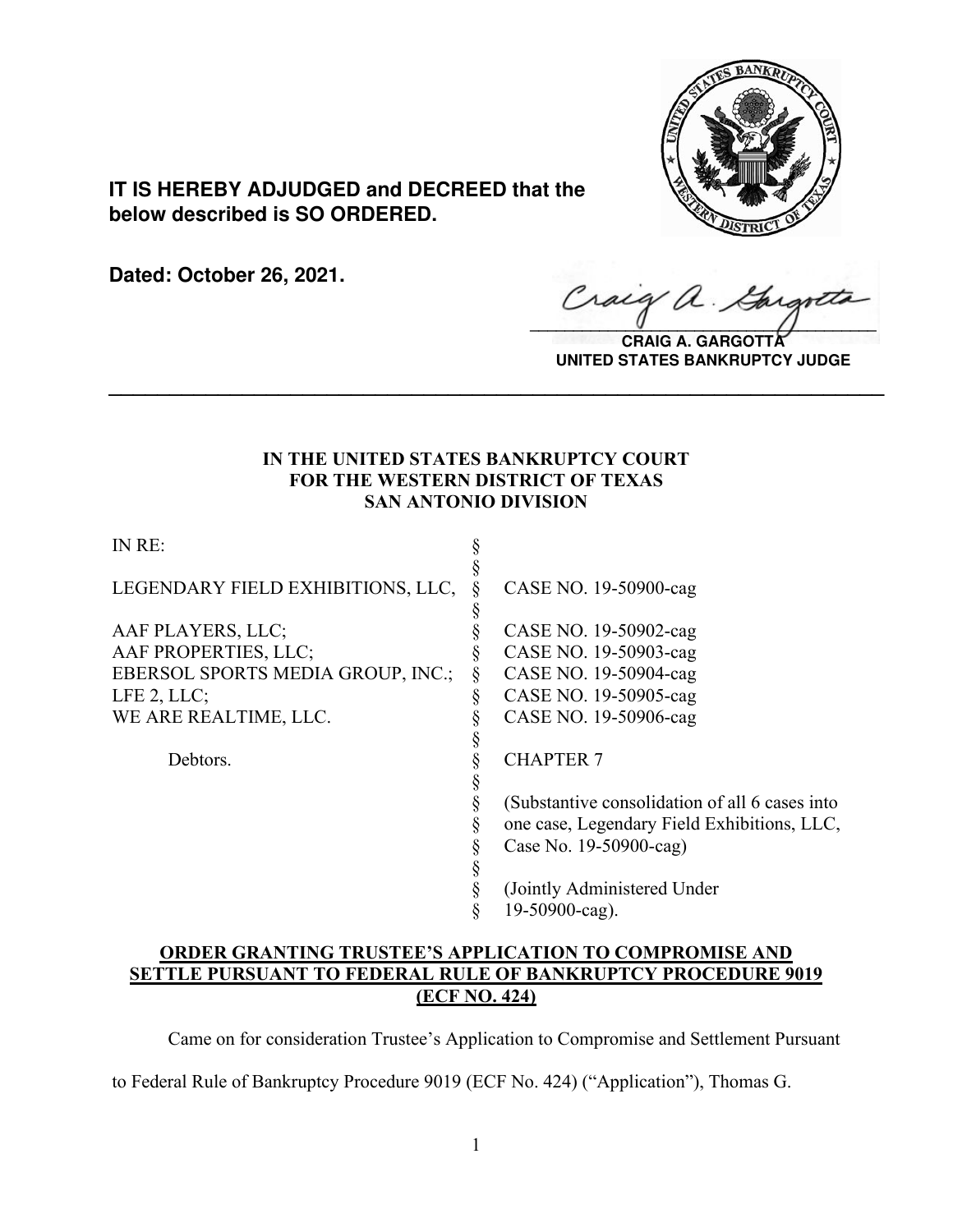**IT IS HEREBY ADJUDGED and DECREED that the below described is SO ORDERED.**

**Dated: October 26, 2021.**

**CRAIG A. GARGOTTA**
**UNITED STATES BANKRUPTCY JUDGE**

---

**IN THE UNITED STATES BANKRUPTCY COURT**
**FOR THE WESTERN DISTRICT OF TEXAS**
**SAN ANTONIO DIVISION**

| | | |
|---|---|---|
| IN RE: | § | |
| | § | |
| LEGENDARY FIELD EXHIBITIONS, LLC, | § | CASE NO. 19-50900-cag |
| | § | |
| AAF PLAYERS, LLC; | § | CASE NO. 19-50902-cag |
| AAF PROPERTIES, LLC; | § | CASE NO. 19-50903-cag |
| EBERSOL SPORTS MEDIA GROUP, INC.; | § | CASE NO. 19-50904-cag |
| LFE 2, LLC; | § | CASE NO. 19-50905-cag |
| WE ARE REALTIME, LLC. | § | CASE NO. 19-50906-cag |
| | § | |
| Debtors. | § | CHAPTER 7 |
| | § | |
| | § | (Substantive consolidation of all 6 cases into one case, Legendary Field Exhibitions, LLC, Case No. 19-50900-cag) |
| | § | |
| | § | (Jointly Administered Under 19-50900-cag). |

**ORDER GRANTING TRUSTEE'S APPLICATION TO COMPROMISE AND SETTLE PURSUANT TO FEDERAL RULE OF BANKRUPTCY PROCEDURE 9019 (ECF NO. 424)**

Came on for consideration Trustee's Application to Compromise and Settlement Pursuant to Federal Rule of Bankruptcy Procedure 9019 (ECF No. 424) ("Application"), Thomas G.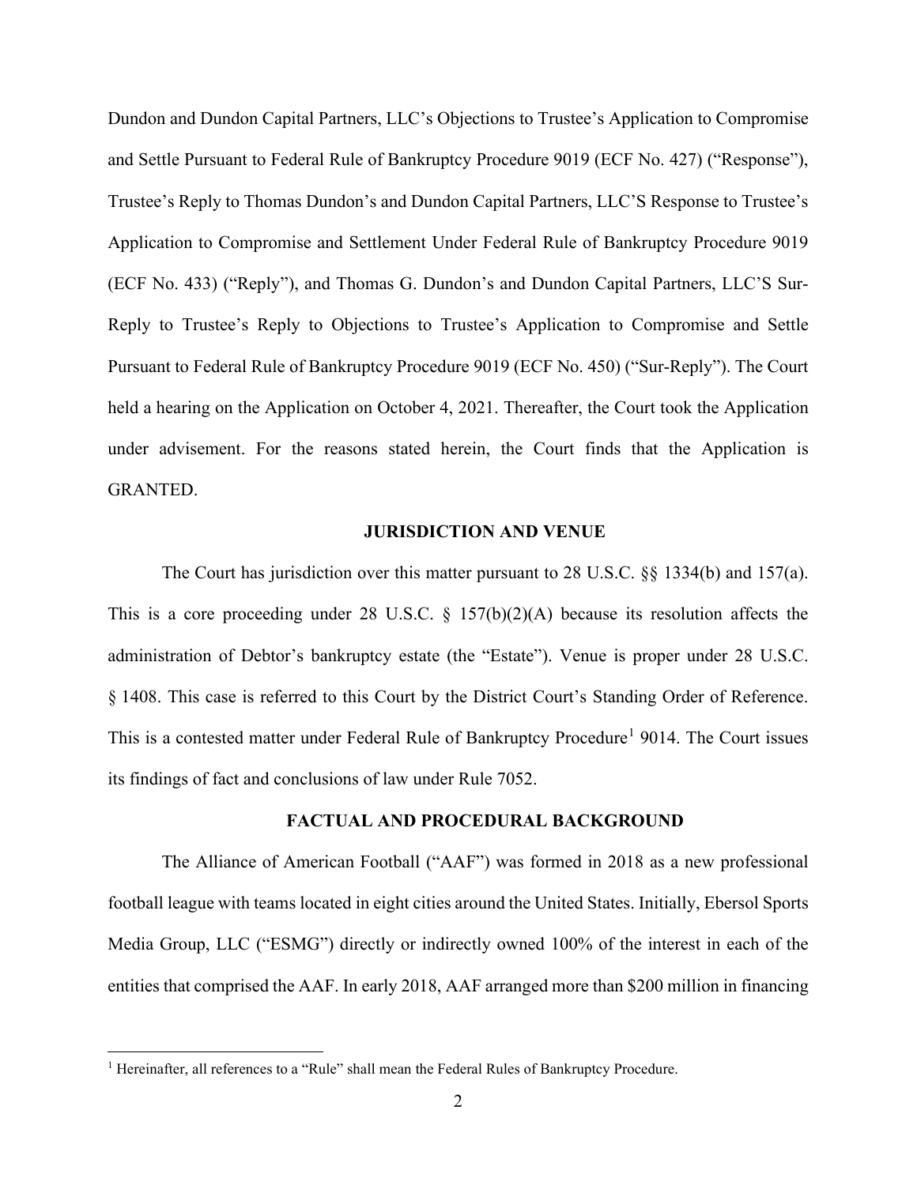Dundon and Dundon Capital Partners, LLC's Objections to Trustee's Application to Compromise and Settle Pursuant to Federal Rule of Bankruptcy Procedure 9019 (ECF No. 427) ("Response"), Trustee's Reply to Thomas Dundon's and Dundon Capital Partners, LLC'S Response to Trustee's Application to Compromise and Settlement Under Federal Rule of Bankruptcy Procedure 9019 (ECF No. 433) ("Reply"), and Thomas G. Dundon's and Dundon Capital Partners, LLC'S Sur-Reply to Trustee's Reply to Objections to Trustee's Application to Compromise and Settle Pursuant to Federal Rule of Bankruptcy Procedure 9019 (ECF No. 450) ("Sur-Reply"). The Court held a hearing on the Application on October 4, 2021. Thereafter, the Court took the Application under advisement. For the reasons stated herein, the Court finds that the Application is GRANTED.

## JURISDICTION AND VENUE

The Court has jurisdiction over this matter pursuant to 28 U.S.C. §§ 1334(b) and 157(a). This is a core proceeding under 28 U.S.C. § 157(b)(2)(A) because its resolution affects the administration of Debtor's bankruptcy estate (the "Estate"). Venue is proper under 28 U.S.C. § 1408. This case is referred to this Court by the District Court's Standing Order of Reference. This is a contested matter under Federal Rule of Bankruptcy Procedure[1] 9014. The Court issues its findings of fact and conclusions of law under Rule 7052.

## FACTUAL AND PROCEDURAL BACKGROUND

The Alliance of American Football ("AAF") was formed in 2018 as a new professional football league with teams located in eight cities around the United States. Initially, Ebersol Sports Media Group, LLC ("ESMG") directly or indirectly owned 100% of the interest in each of the entities that comprised the AAF. In early 2018, AAF arranged more than $200 million in financing

---

[1] Hereinafter, all references to a "Rule" shall mean the Federal Rules of Bankruptcy Procedure.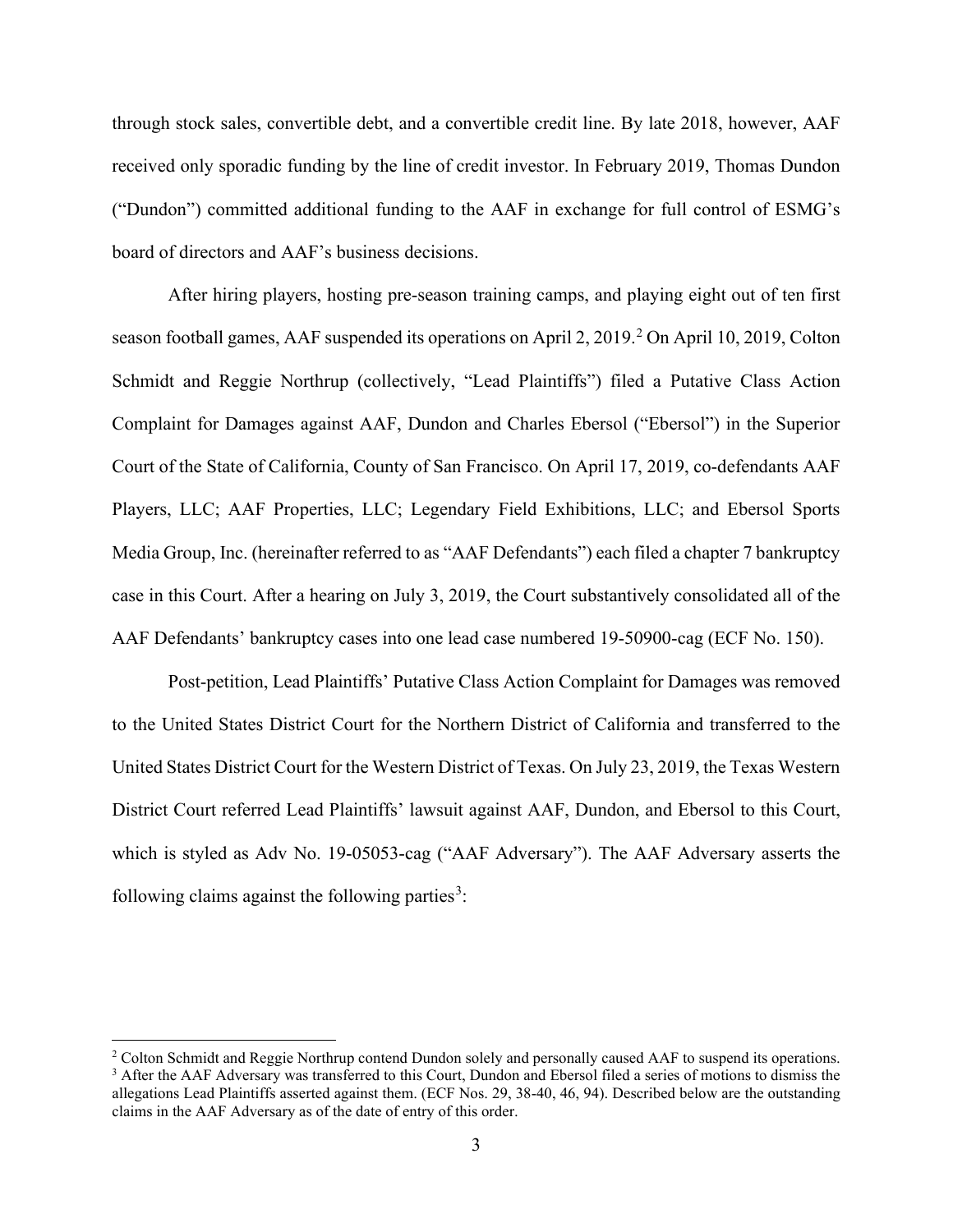through stock sales, convertible debt, and a convertible credit line. By late 2018, however, AAF received only sporadic funding by the line of credit investor. In February 2019, Thomas Dundon ("Dundon") committed additional funding to the AAF in exchange for full control of ESMG's board of directors and AAF's business decisions.

After hiring players, hosting pre-season training camps, and playing eight out of ten first season football games, AAF suspended its operations on April 2, 2019.[2] On April 10, 2019, Colton Schmidt and Reggie Northrup (collectively, "Lead Plaintiffs") filed a Putative Class Action Complaint for Damages against AAF, Dundon and Charles Ebersol ("Ebersol") in the Superior Court of the State of California, County of San Francisco. On April 17, 2019, co-defendants AAF Players, LLC; AAF Properties, LLC; Legendary Field Exhibitions, LLC; and Ebersol Sports Media Group, Inc. (hereinafter referred to as "AAF Defendants") each filed a chapter 7 bankruptcy case in this Court. After a hearing on July 3, 2019, the Court substantively consolidated all of the AAF Defendants' bankruptcy cases into one lead case numbered 19-50900-cag (ECF No. 150).

Post-petition, Lead Plaintiffs' Putative Class Action Complaint for Damages was removed to the United States District Court for the Northern District of California and transferred to the United States District Court for the Western District of Texas. On July 23, 2019, the Texas Western District Court referred Lead Plaintiffs' lawsuit against AAF, Dundon, and Ebersol to this Court, which is styled as Adv No. 19-05053-cag ("AAF Adversary"). The AAF Adversary asserts the following claims against the following parties[3]:

---

[2] Colton Schmidt and Reggie Northrup contend Dundon solely and personally caused AAF to suspend its operations.

[3] After the AAF Adversary was transferred to this Court, Dundon and Ebersol filed a series of motions to dismiss the allegations Lead Plaintiffs asserted against them. (ECF Nos. 29, 38-40, 46, 94). Described below are the outstanding claims in the AAF Adversary as of the date of entry of this order.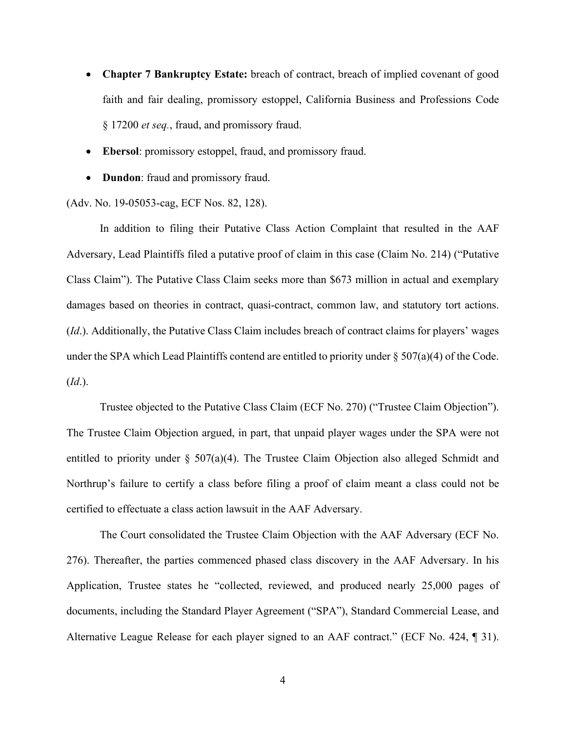- **Chapter 7 Bankruptcy Estate:** breach of contract, breach of implied covenant of good faith and fair dealing, promissory estoppel, California Business and Professions Code § 17200 *et seq.*, fraud, and promissory fraud.
- **Ebersol**: promissory estoppel, fraud, and promissory fraud.
- **Dundon**: fraud and promissory fraud.

(Adv. No. 19-05053-cag, ECF Nos. 82, 128).

In addition to filing their Putative Class Action Complaint that resulted in the AAF Adversary, Lead Plaintiffs filed a putative proof of claim in this case (Claim No. 214) ("Putative Class Claim"). The Putative Class Claim seeks more than $673 million in actual and exemplary damages based on theories in contract, quasi-contract, common law, and statutory tort actions. (*Id.*). Additionally, the Putative Class Claim includes breach of contract claims for players' wages under the SPA which Lead Plaintiffs contend are entitled to priority under § 507(a)(4) of the Code. (*Id.*).

Trustee objected to the Putative Class Claim (ECF No. 270) ("Trustee Claim Objection"). The Trustee Claim Objection argued, in part, that unpaid player wages under the SPA were not entitled to priority under § 507(a)(4). The Trustee Claim Objection also alleged Schmidt and Northrup's failure to certify a class before filing a proof of claim meant a class could not be certified to effectuate a class action lawsuit in the AAF Adversary.

The Court consolidated the Trustee Claim Objection with the AAF Adversary (ECF No. 276). Thereafter, the parties commenced phased class discovery in the AAF Adversary. In his Application, Trustee states he "collected, reviewed, and produced nearly 25,000 pages of documents, including the Standard Player Agreement ("SPA"), Standard Commercial Lease, and Alternative League Release for each player signed to an AAF contract." (ECF No. 424, ¶ 31).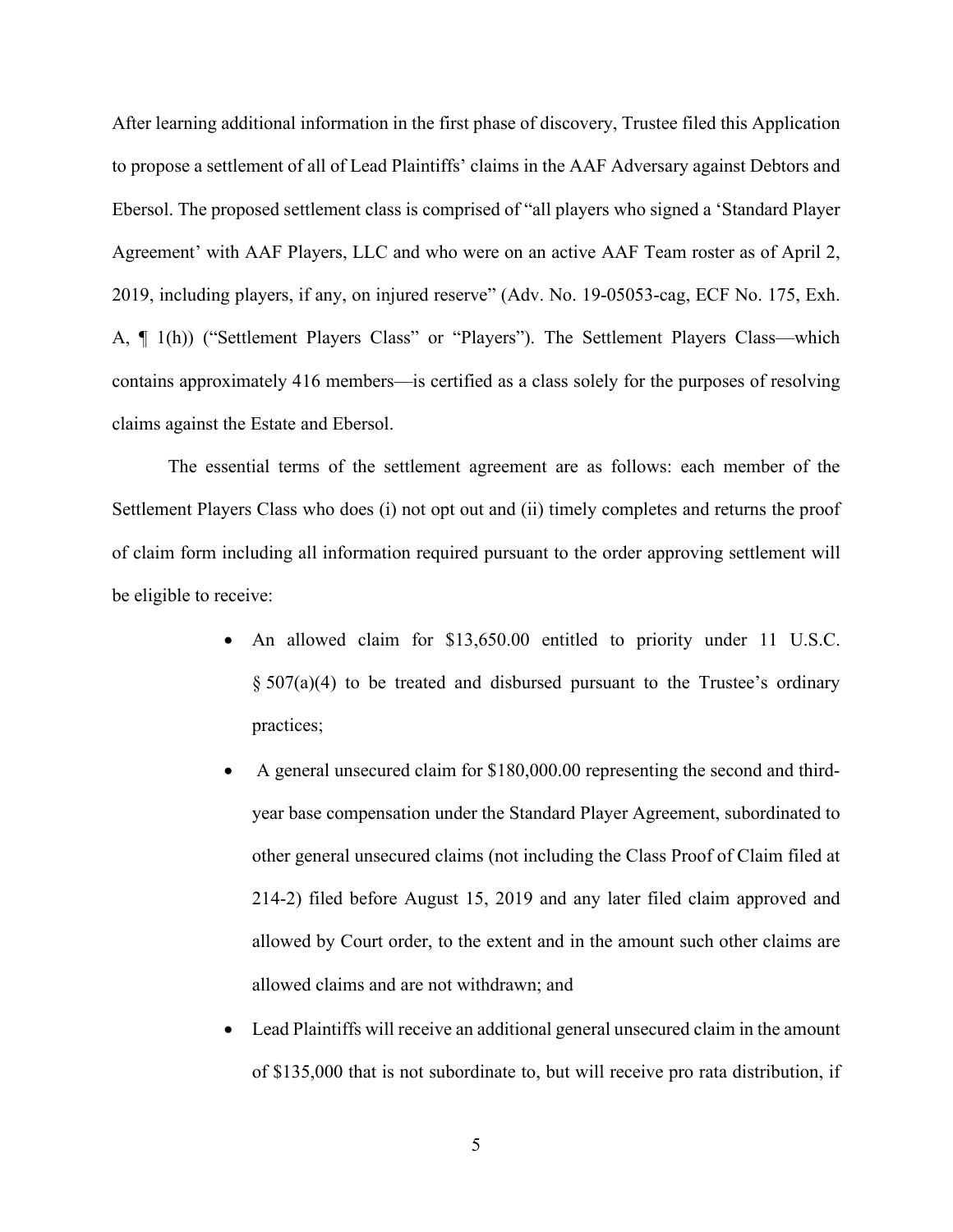After learning additional information in the first phase of discovery, Trustee filed this Application to propose a settlement of all of Lead Plaintiffs' claims in the AAF Adversary against Debtors and Ebersol. The proposed settlement class is comprised of "all players who signed a 'Standard Player Agreement' with AAF Players, LLC and who were on an active AAF Team roster as of April 2, 2019, including players, if any, on injured reserve" (Adv. No. 19-05053-cag, ECF No. 175, Exh. A, ¶ 1(h)) ("Settlement Players Class" or "Players"). The Settlement Players Class—which contains approximately 416 members—is certified as a class solely for the purposes of resolving claims against the Estate and Ebersol.

The essential terms of the settlement agreement are as follows: each member of the Settlement Players Class who does (i) not opt out and (ii) timely completes and returns the proof of claim form including all information required pursuant to the order approving settlement will be eligible to receive:

- An allowed claim for $13,650.00 entitled to priority under 11 U.S.C. § 507(a)(4) to be treated and disbursed pursuant to the Trustee's ordinary practices;
- A general unsecured claim for $180,000.00 representing the second and third-year base compensation under the Standard Player Agreement, subordinated to other general unsecured claims (not including the Class Proof of Claim filed at 214-2) filed before August 15, 2019 and any later filed claim approved and allowed by Court order, to the extent and in the amount such other claims are allowed claims and are not withdrawn; and
- Lead Plaintiffs will receive an additional general unsecured claim in the amount of $135,000 that is not subordinate to, but will receive pro rata distribution, if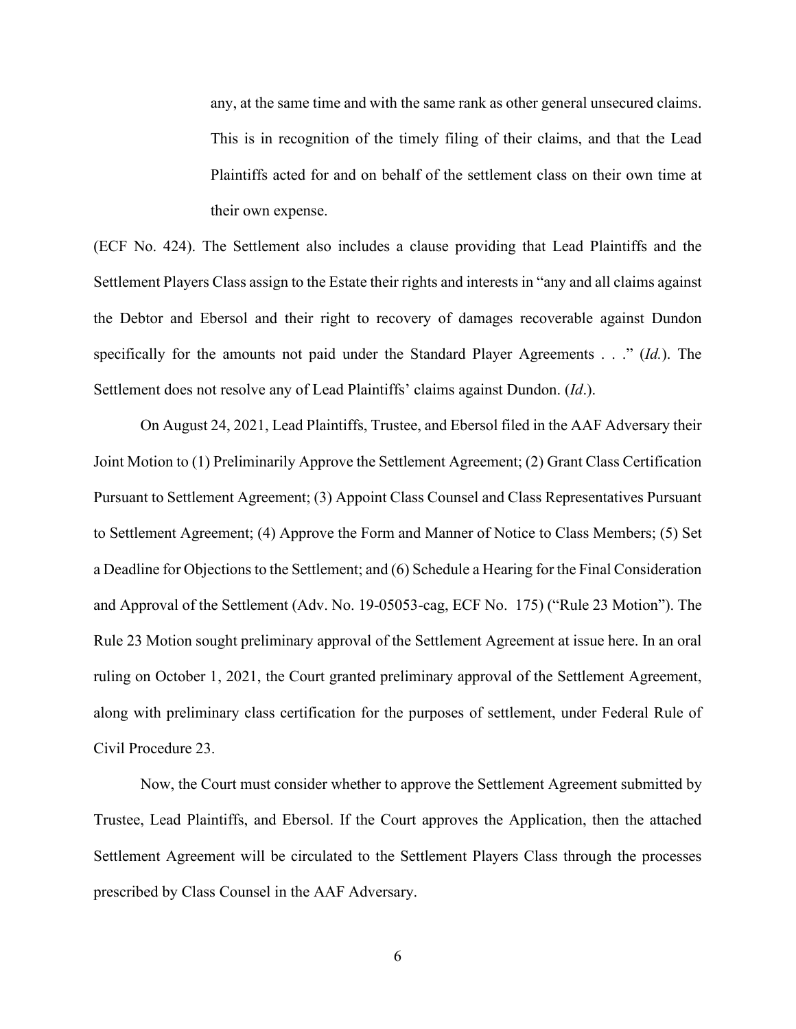> any, at the same time and with the same rank as other general unsecured claims. This is in recognition of the timely filing of their claims, and that the Lead Plaintiffs acted for and on behalf of the settlement class on their own time at their own expense.

(ECF No. 424). The Settlement also includes a clause providing that Lead Plaintiffs and the Settlement Players Class assign to the Estate their rights and interests in "any and all claims against the Debtor and Ebersol and their right to recovery of damages recoverable against Dundon specifically for the amounts not paid under the Standard Player Agreements . . ." (*Id.*). The Settlement does not resolve any of Lead Plaintiffs' claims against Dundon. (*Id*.).

On August 24, 2021, Lead Plaintiffs, Trustee, and Ebersol filed in the AAF Adversary their Joint Motion to (1) Preliminarily Approve the Settlement Agreement; (2) Grant Class Certification Pursuant to Settlement Agreement; (3) Appoint Class Counsel and Class Representatives Pursuant to Settlement Agreement; (4) Approve the Form and Manner of Notice to Class Members; (5) Set a Deadline for Objections to the Settlement; and (6) Schedule a Hearing for the Final Consideration and Approval of the Settlement (Adv. No. 19-05053-cag, ECF No. 175) ("Rule 23 Motion"). The Rule 23 Motion sought preliminary approval of the Settlement Agreement at issue here. In an oral ruling on October 1, 2021, the Court granted preliminary approval of the Settlement Agreement, along with preliminary class certification for the purposes of settlement, under Federal Rule of Civil Procedure 23.

Now, the Court must consider whether to approve the Settlement Agreement submitted by Trustee, Lead Plaintiffs, and Ebersol. If the Court approves the Application, then the attached Settlement Agreement will be circulated to the Settlement Players Class through the processes prescribed by Class Counsel in the AAF Adversary.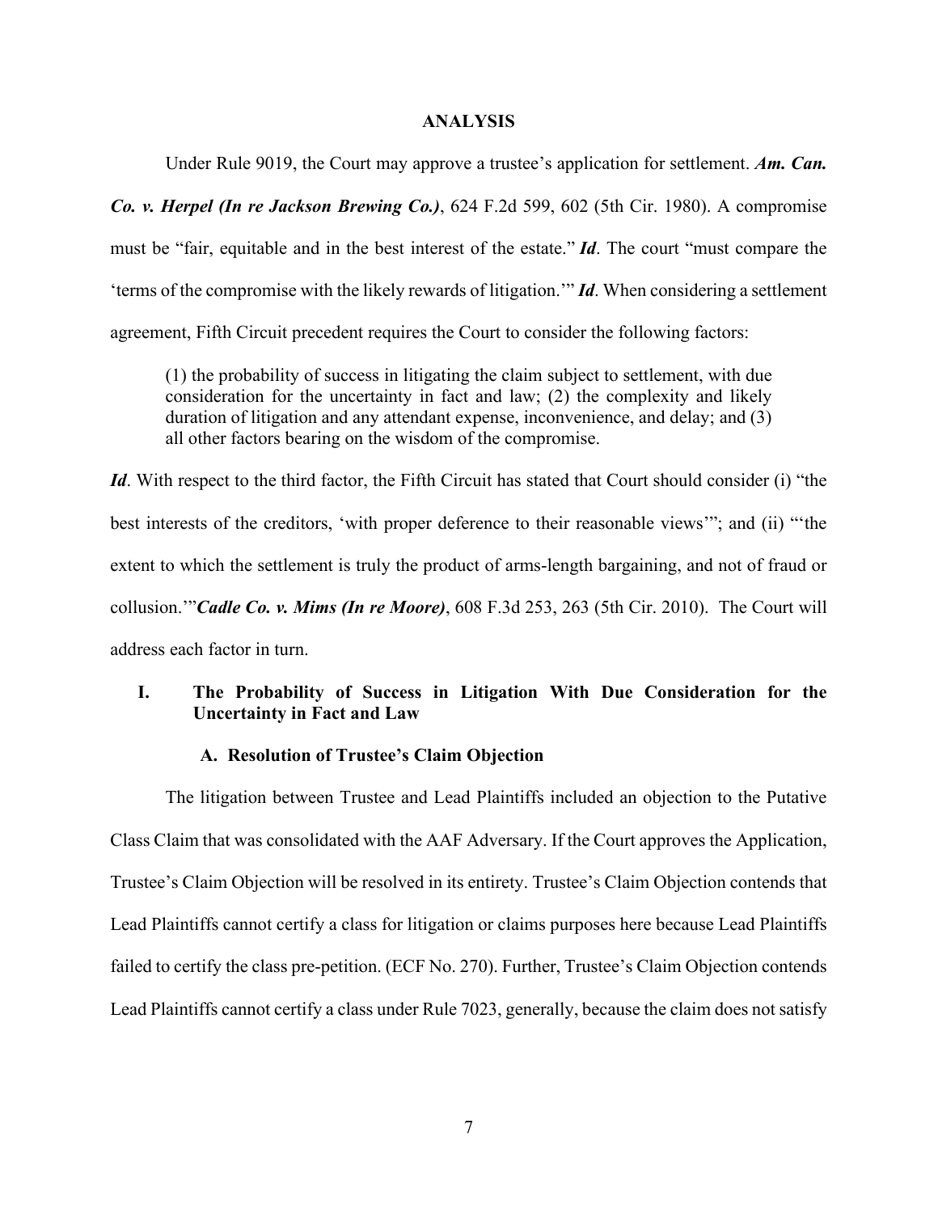## ANALYSIS

Under Rule 9019, the Court may approve a trustee's application for settlement. ***Am. Can. Co. v. Herpel (In re Jackson Brewing Co.)***, 624 F.2d 599, 602 (5th Cir. 1980). A compromise must be "fair, equitable and in the best interest of the estate." ***Id***. The court "must compare the 'terms of the compromise with the likely rewards of litigation.'" ***Id***. When considering a settlement agreement, Fifth Circuit precedent requires the Court to consider the following factors:

> (1) the probability of success in litigating the claim subject to settlement, with due consideration for the uncertainty in fact and law; (2) the complexity and likely duration of litigation and any attendant expense, inconvenience, and delay; and (3) all other factors bearing on the wisdom of the compromise.

***Id***. With respect to the third factor, the Fifth Circuit has stated that Court should consider (i) "the best interests of the creditors, 'with proper deference to their reasonable views'"; and (ii) "'the extent to which the settlement is truly the product of arms-length bargaining, and not of fraud or collusion.'"***Cadle Co. v. Mims (In re Moore)***, 608 F.3d 253, 263 (5th Cir. 2010). The Court will address each factor in turn.

### I. The Probability of Success in Litigation With Due Consideration for the Uncertainty in Fact and Law

#### A. Resolution of Trustee's Claim Objection

The litigation between Trustee and Lead Plaintiffs included an objection to the Putative Class Claim that was consolidated with the AAF Adversary. If the Court approves the Application, Trustee's Claim Objection will be resolved in its entirety. Trustee's Claim Objection contends that Lead Plaintiffs cannot certify a class for litigation or claims purposes here because Lead Plaintiffs failed to certify the class pre-petition. (ECF No. 270). Further, Trustee's Claim Objection contends Lead Plaintiffs cannot certify a class under Rule 7023, generally, because the claim does not satisfy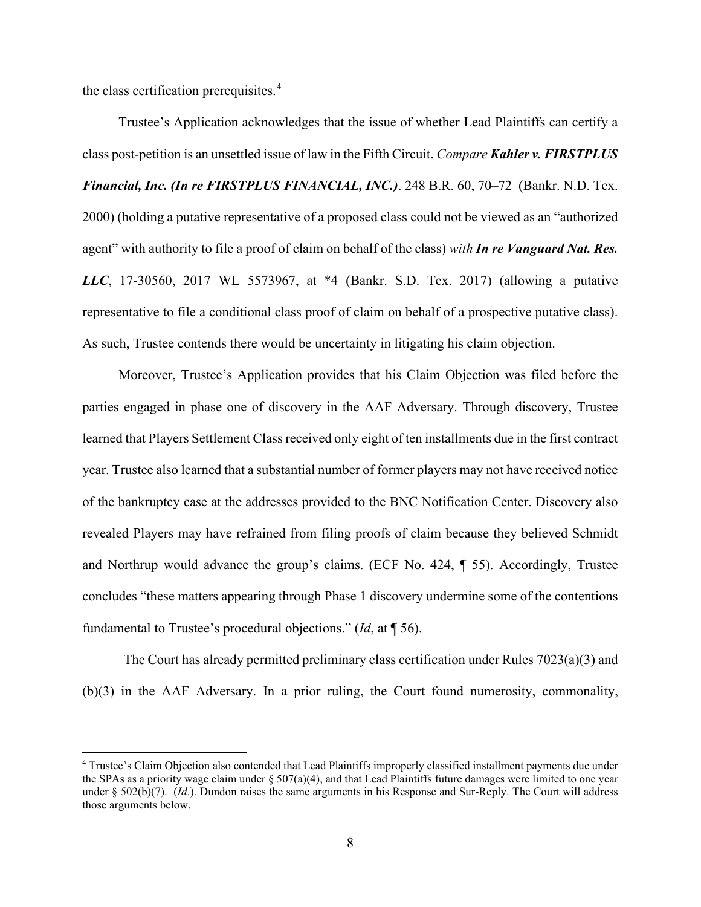the class certification prerequisites.[4]

Trustee's Application acknowledges that the issue of whether Lead Plaintiffs can certify a class post-petition is an unsettled issue of law in the Fifth Circuit. *Compare* ***Kahler v. FIRSTPLUS Financial, Inc. (In re FIRSTPLUS FINANCIAL, INC.)***. 248 B.R. 60, 70–72 (Bankr. N.D. Tex. 2000) (holding a putative representative of a proposed class could not be viewed as an "authorized agent" with authority to file a proof of claim on behalf of the class) *with* ***In re Vanguard Nat. Res. LLC***, 17-30560, 2017 WL 5573967, at *4 (Bankr. S.D. Tex. 2017) (allowing a putative representative to file a conditional class proof of claim on behalf of a prospective putative class). As such, Trustee contends there would be uncertainty in litigating his claim objection.

Moreover, Trustee's Application provides that his Claim Objection was filed before the parties engaged in phase one of discovery in the AAF Adversary. Through discovery, Trustee learned that Players Settlement Class received only eight of ten installments due in the first contract year. Trustee also learned that a substantial number of former players may not have received notice of the bankruptcy case at the addresses provided to the BNC Notification Center. Discovery also revealed Players may have refrained from filing proofs of claim because they believed Schmidt and Northrup would advance the group's claims. (ECF No. 424, ¶ 55). Accordingly, Trustee concludes "these matters appearing through Phase 1 discovery undermine some of the contentions fundamental to Trustee's procedural objections." (*Id*, at ¶ 56).

The Court has already permitted preliminary class certification under Rules 7023(a)(3) and (b)(3) in the AAF Adversary. In a prior ruling, the Court found numerosity, commonality,

---

[4] Trustee's Claim Objection also contended that Lead Plaintiffs improperly classified installment payments due under the SPAs as a priority wage claim under § 507(a)(4), and that Lead Plaintiffs future damages were limited to one year under § 502(b)(7). (*Id*.). Dundon raises the same arguments in his Response and Sur-Reply. The Court will address those arguments below.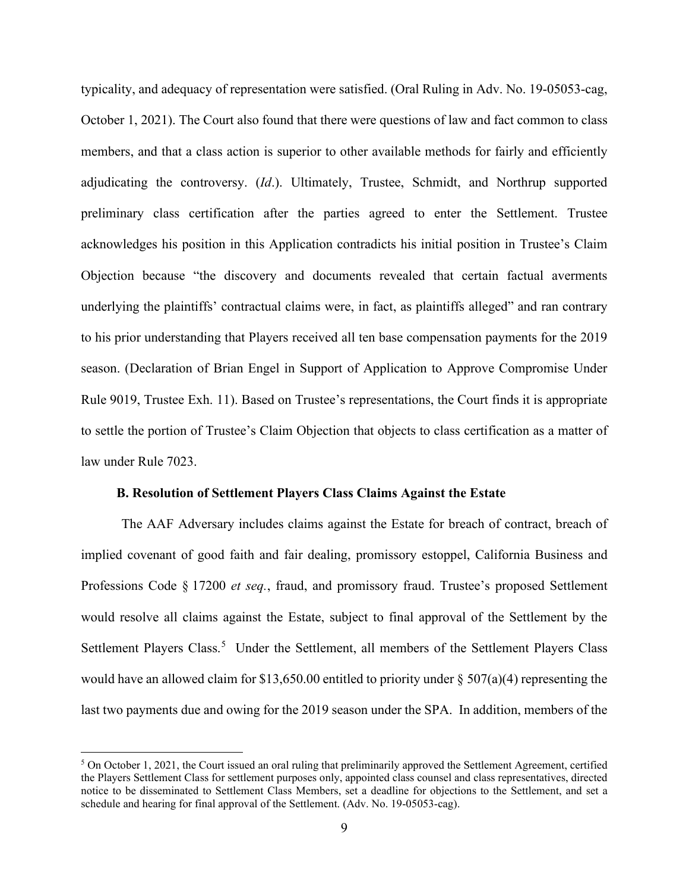typicality, and adequacy of representation were satisfied. (Oral Ruling in Adv. No. 19-05053-cag, October 1, 2021). The Court also found that there were questions of law and fact common to class members, and that a class action is superior to other available methods for fairly and efficiently adjudicating the controversy. (*Id*.). Ultimately, Trustee, Schmidt, and Northrup supported preliminary class certification after the parties agreed to enter the Settlement. Trustee acknowledges his position in this Application contradicts his initial position in Trustee's Claim Objection because "the discovery and documents revealed that certain factual averments underlying the plaintiffs' contractual claims were, in fact, as plaintiffs alleged" and ran contrary to his prior understanding that Players received all ten base compensation payments for the 2019 season. (Declaration of Brian Engel in Support of Application to Approve Compromise Under Rule 9019, Trustee Exh. 11). Based on Trustee's representations, the Court finds it is appropriate to settle the portion of Trustee's Claim Objection that objects to class certification as a matter of law under Rule 7023.

**B. Resolution of Settlement Players Class Claims Against the Estate**

The AAF Adversary includes claims against the Estate for breach of contract, breach of implied covenant of good faith and fair dealing, promissory estoppel, California Business and Professions Code § 17200 *et seq.*, fraud, and promissory fraud. Trustee's proposed Settlement would resolve all claims against the Estate, subject to final approval of the Settlement by the Settlement Players Class.[5] Under the Settlement, all members of the Settlement Players Class would have an allowed claim for $13,650.00 entitled to priority under § 507(a)(4) representing the last two payments due and owing for the 2019 season under the SPA. In addition, members of the

[5] On October 1, 2021, the Court issued an oral ruling that preliminarily approved the Settlement Agreement, certified the Players Settlement Class for settlement purposes only, appointed class counsel and class representatives, directed notice to be disseminated to Settlement Class Members, set a deadline for objections to the Settlement, and set a schedule and hearing for final approval of the Settlement. (Adv. No. 19-05053-cag).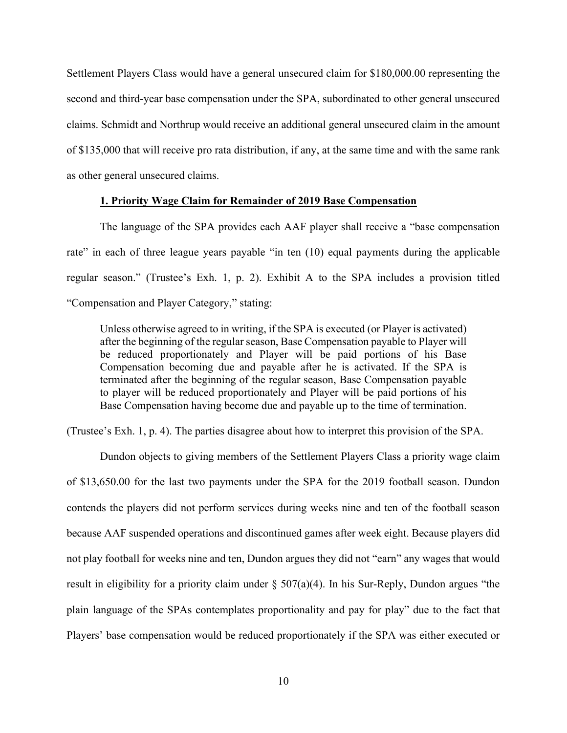Settlement Players Class would have a general unsecured claim for $180,000.00 representing the second and third-year base compensation under the SPA, subordinated to other general unsecured claims. Schmidt and Northrup would receive an additional general unsecured claim in the amount of $135,000 that will receive pro rata distribution, if any, at the same time and with the same rank as other general unsecured claims.

### **1. Priority Wage Claim for Remainder of 2019 Base Compensation**

The language of the SPA provides each AAF player shall receive a "base compensation rate" in each of three league years payable "in ten (10) equal payments during the applicable regular season." (Trustee's Exh. 1, p. 2). Exhibit A to the SPA includes a provision titled "Compensation and Player Category," stating:

> Unless otherwise agreed to in writing, if the SPA is executed (or Player is activated) after the beginning of the regular season, Base Compensation payable to Player will be reduced proportionately and Player will be paid portions of his Base Compensation becoming due and payable after he is activated. If the SPA is terminated after the beginning of the regular season, Base Compensation payable to player will be reduced proportionately and Player will be paid portions of his Base Compensation having become due and payable up to the time of termination.

(Trustee's Exh. 1, p. 4). The parties disagree about how to interpret this provision of the SPA.

Dundon objects to giving members of the Settlement Players Class a priority wage claim of $13,650.00 for the last two payments under the SPA for the 2019 football season. Dundon contends the players did not perform services during weeks nine and ten of the football season because AAF suspended operations and discontinued games after week eight. Because players did not play football for weeks nine and ten, Dundon argues they did not "earn" any wages that would result in eligibility for a priority claim under § 507(a)(4). In his Sur-Reply, Dundon argues "the plain language of the SPAs contemplates proportionality and pay for play" due to the fact that Players' base compensation would be reduced proportionately if the SPA was either executed or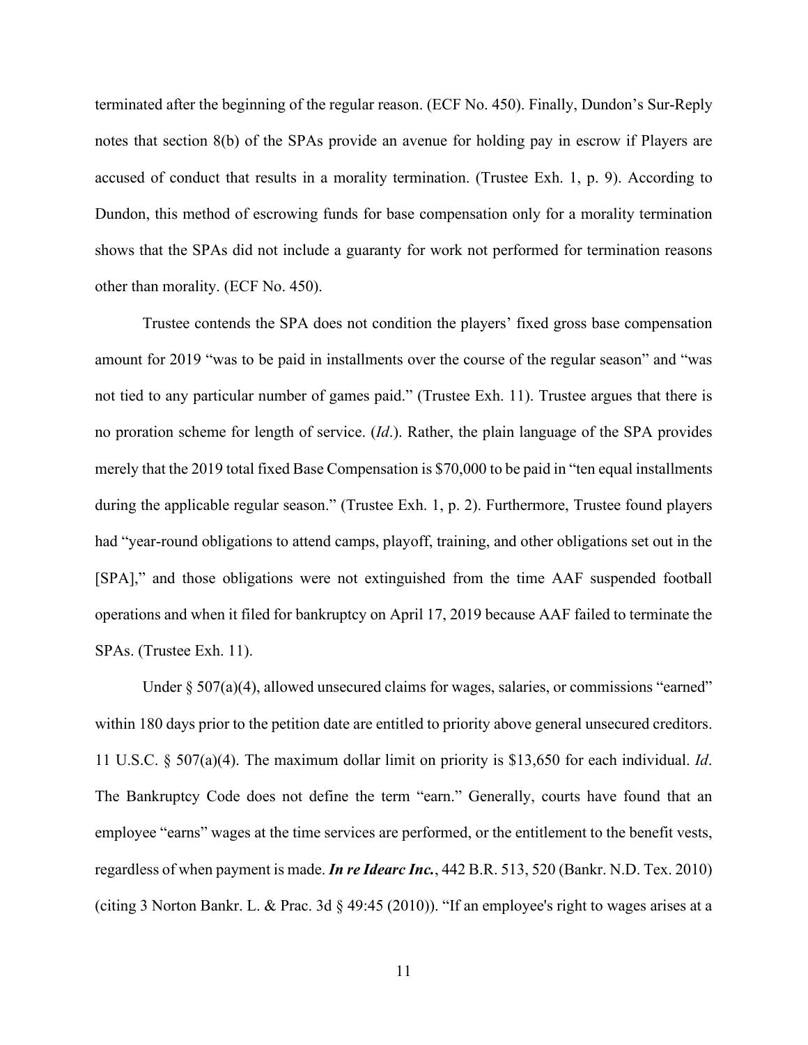terminated after the beginning of the regular reason. (ECF No. 450). Finally, Dundon's Sur-Reply notes that section 8(b) of the SPAs provide an avenue for holding pay in escrow if Players are accused of conduct that results in a morality termination. (Trustee Exh. 1, p. 9). According to Dundon, this method of escrowing funds for base compensation only for a morality termination shows that the SPAs did not include a guaranty for work not performed for termination reasons other than morality. (ECF No. 450).

Trustee contends the SPA does not condition the players' fixed gross base compensation amount for 2019 "was to be paid in installments over the course of the regular season" and "was not tied to any particular number of games paid." (Trustee Exh. 11). Trustee argues that there is no proration scheme for length of service. (*Id*.). Rather, the plain language of the SPA provides merely that the 2019 total fixed Base Compensation is $70,000 to be paid in "ten equal installments during the applicable regular season." (Trustee Exh. 1, p. 2). Furthermore, Trustee found players had "year-round obligations to attend camps, playoff, training, and other obligations set out in the [SPA]," and those obligations were not extinguished from the time AAF suspended football operations and when it filed for bankruptcy on April 17, 2019 because AAF failed to terminate the SPAs. (Trustee Exh. 11).

Under § 507(a)(4), allowed unsecured claims for wages, salaries, or commissions "earned" within 180 days prior to the petition date are entitled to priority above general unsecured creditors. 11 U.S.C. § 507(a)(4). The maximum dollar limit on priority is $13,650 for each individual. *Id*. The Bankruptcy Code does not define the term "earn." Generally, courts have found that an employee "earns" wages at the time services are performed, or the entitlement to the benefit vests, regardless of when payment is made. ***In re Idearc Inc.***, 442 B.R. 513, 520 (Bankr. N.D. Tex. 2010) (citing 3 Norton Bankr. L. & Prac. 3d § 49:45 (2010)). "If an employee's right to wages arises at a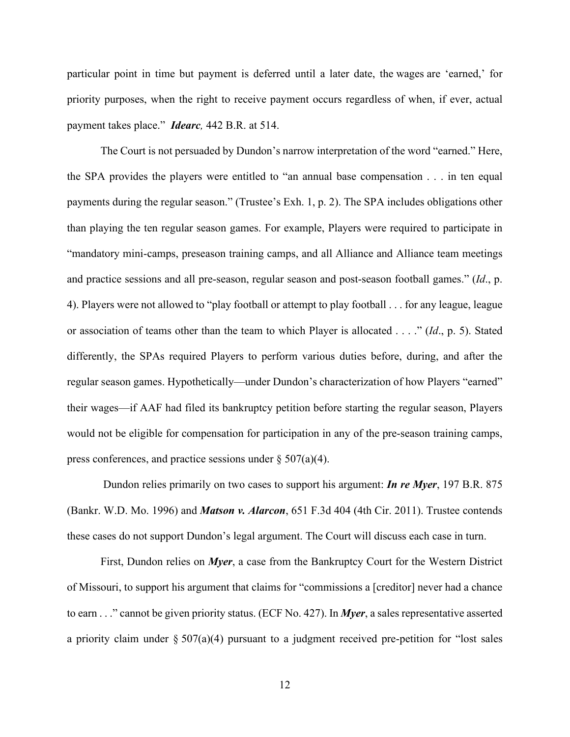particular point in time but payment is deferred until a later date, the wages are 'earned,' for priority purposes, when the right to receive payment occurs regardless of when, if ever, actual payment takes place." ***Idearc,*** 442 B.R. at 514.

The Court is not persuaded by Dundon's narrow interpretation of the word "earned." Here, the SPA provides the players were entitled to "an annual base compensation . . . in ten equal payments during the regular season." (Trustee's Exh. 1, p. 2). The SPA includes obligations other than playing the ten regular season games. For example, Players were required to participate in "mandatory mini-camps, preseason training camps, and all Alliance and Alliance team meetings and practice sessions and all pre-season, regular season and post-season football games." (*Id*., p. 4). Players were not allowed to "play football or attempt to play football . . . for any league, league or association of teams other than the team to which Player is allocated . . . ." (*Id*., p. 5). Stated differently, the SPAs required Players to perform various duties before, during, and after the regular season games. Hypothetically—under Dundon's characterization of how Players "earned" their wages—if AAF had filed its bankruptcy petition before starting the regular season, Players would not be eligible for compensation for participation in any of the pre-season training camps, press conferences, and practice sessions under § 507(a)(4).

Dundon relies primarily on two cases to support his argument: ***In re Myer***, 197 B.R. 875 (Bankr. W.D. Mo. 1996) and ***Matson v. Alarcon***, 651 F.3d 404 (4th Cir. 2011). Trustee contends these cases do not support Dundon's legal argument. The Court will discuss each case in turn.

First, Dundon relies on ***Myer***, a case from the Bankruptcy Court for the Western District of Missouri, to support his argument that claims for "commissions a [creditor] never had a chance to earn . . ." cannot be given priority status. (ECF No. 427). In ***Myer***, a sales representative asserted a priority claim under § 507(a)(4) pursuant to a judgment received pre-petition for "lost sales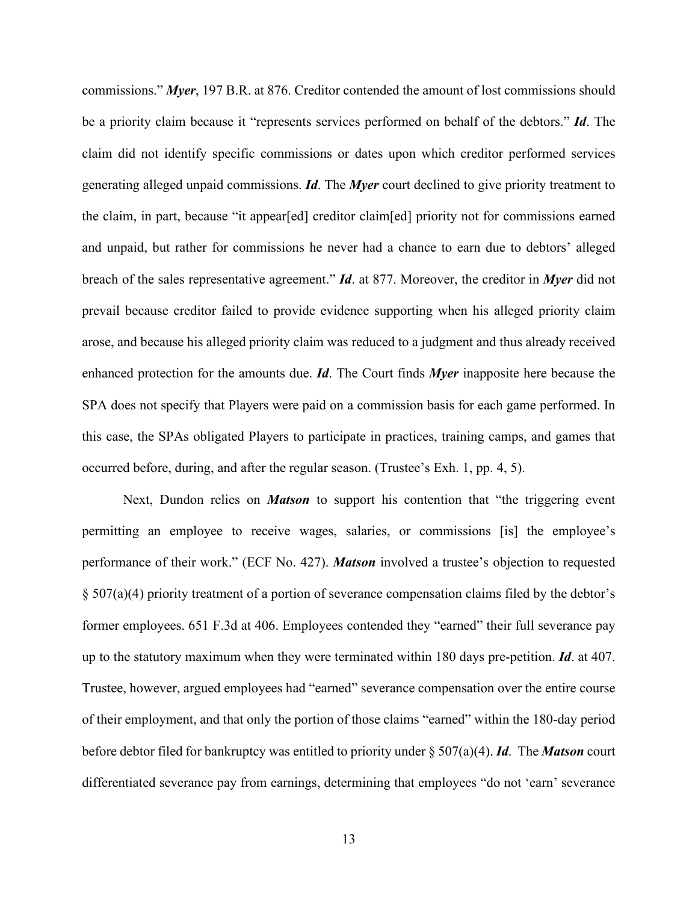commissions." ***Myer***, 197 B.R. at 876. Creditor contended the amount of lost commissions should be a priority claim because it "represents services performed on behalf of the debtors." ***Id***. The claim did not identify specific commissions or dates upon which creditor performed services generating alleged unpaid commissions. ***Id***. The ***Myer*** court declined to give priority treatment to the claim, in part, because "it appear[ed] creditor claim[ed] priority not for commissions earned and unpaid, but rather for commissions he never had a chance to earn due to debtors' alleged breach of the sales representative agreement." ***Id***. at 877. Moreover, the creditor in ***Myer*** did not prevail because creditor failed to provide evidence supporting when his alleged priority claim arose, and because his alleged priority claim was reduced to a judgment and thus already received enhanced protection for the amounts due. ***Id***. The Court finds ***Myer*** inapposite here because the SPA does not specify that Players were paid on a commission basis for each game performed. In this case, the SPAs obligated Players to participate in practices, training camps, and games that occurred before, during, and after the regular season. (Trustee's Exh. 1, pp. 4, 5).

Next, Dundon relies on ***Matson*** to support his contention that "the triggering event permitting an employee to receive wages, salaries, or commissions [is] the employee's performance of their work." (ECF No. 427). ***Matson*** involved a trustee's objection to requested § 507(a)(4) priority treatment of a portion of severance compensation claims filed by the debtor's former employees. 651 F.3d at 406. Employees contended they "earned" their full severance pay up to the statutory maximum when they were terminated within 180 days pre-petition. ***Id***. at 407. Trustee, however, argued employees had "earned" severance compensation over the entire course of their employment, and that only the portion of those claims "earned" within the 180-day period before debtor filed for bankruptcy was entitled to priority under § 507(a)(4). ***Id***. The ***Matson*** court differentiated severance pay from earnings, determining that employees "do not 'earn' severance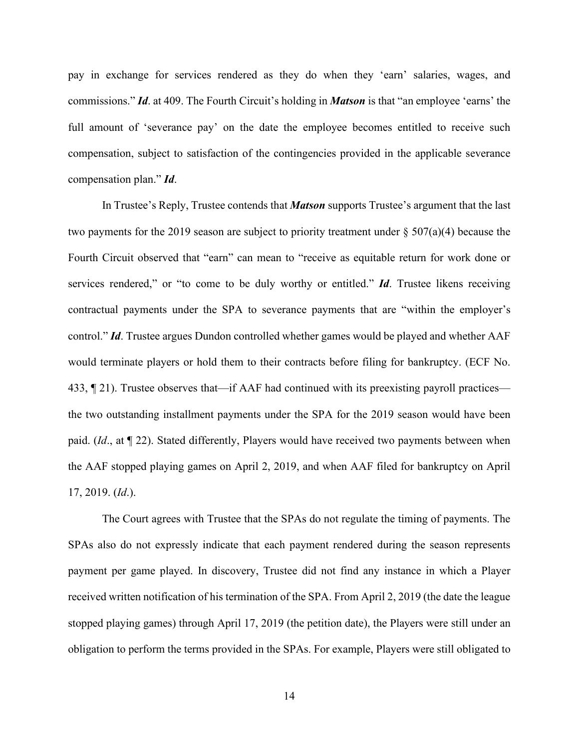pay in exchange for services rendered as they do when they 'earn' salaries, wages, and commissions." ***Id***. at 409. The Fourth Circuit's holding in ***Matson*** is that "an employee 'earns' the full amount of 'severance pay' on the date the employee becomes entitled to receive such compensation, subject to satisfaction of the contingencies provided in the applicable severance compensation plan." ***Id***.

In Trustee's Reply, Trustee contends that ***Matson*** supports Trustee's argument that the last two payments for the 2019 season are subject to priority treatment under § 507(a)(4) because the Fourth Circuit observed that "earn" can mean to "receive as equitable return for work done or services rendered," or "to come to be duly worthy or entitled." ***Id***. Trustee likens receiving contractual payments under the SPA to severance payments that are "within the employer's control." ***Id***. Trustee argues Dundon controlled whether games would be played and whether AAF would terminate players or hold them to their contracts before filing for bankruptcy. (ECF No. 433, ¶ 21). Trustee observes that—if AAF had continued with its preexisting payroll practices—the two outstanding installment payments under the SPA for the 2019 season would have been paid. (*Id*., at ¶ 22). Stated differently, Players would have received two payments between when the AAF stopped playing games on April 2, 2019, and when AAF filed for bankruptcy on April 17, 2019. (*Id*.).

The Court agrees with Trustee that the SPAs do not regulate the timing of payments. The SPAs also do not expressly indicate that each payment rendered during the season represents payment per game played. In discovery, Trustee did not find any instance in which a Player received written notification of his termination of the SPA. From April 2, 2019 (the date the league stopped playing games) through April 17, 2019 (the petition date), the Players were still under an obligation to perform the terms provided in the SPAs. For example, Players were still obligated to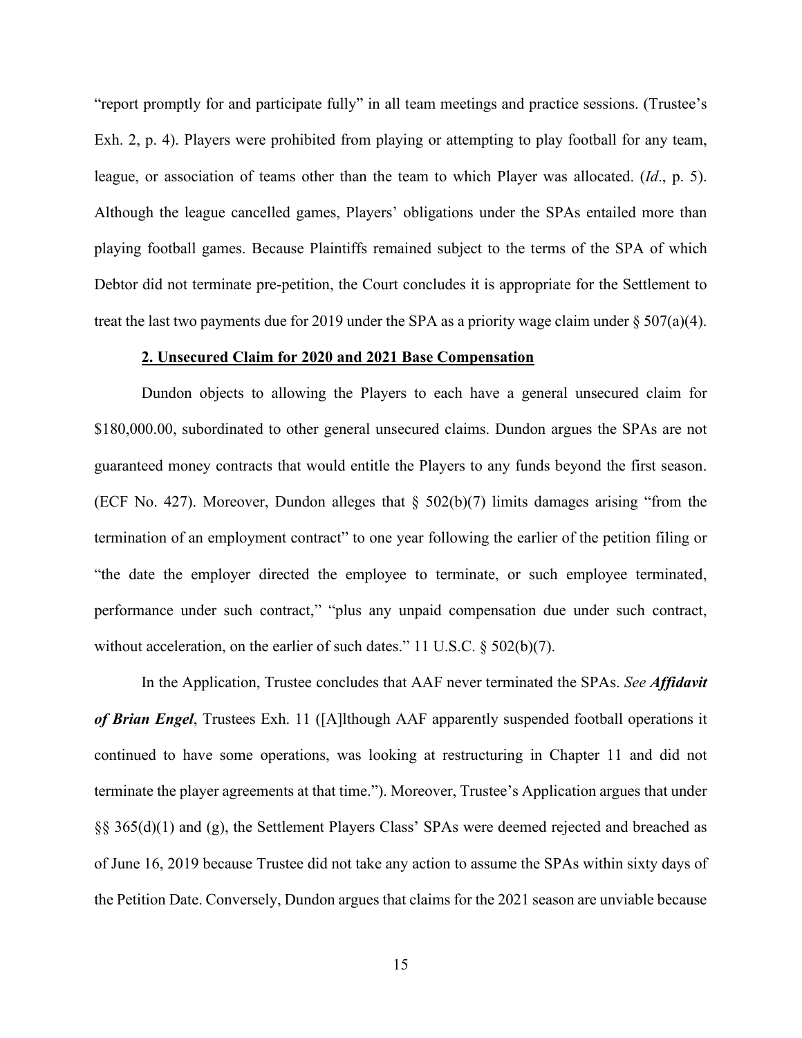"report promptly for and participate fully" in all team meetings and practice sessions. (Trustee's Exh. 2, p. 4). Players were prohibited from playing or attempting to play football for any team, league, or association of teams other than the team to which Player was allocated. (*Id*., p. 5). Although the league cancelled games, Players' obligations under the SPAs entailed more than playing football games. Because Plaintiffs remained subject to the terms of the SPA of which Debtor did not terminate pre-petition, the Court concludes it is appropriate for the Settlement to treat the last two payments due for 2019 under the SPA as a priority wage claim under § 507(a)(4).

**2. Unsecured Claim for 2020 and 2021 Base Compensation**

Dundon objects to allowing the Players to each have a general unsecured claim for \$180,000.00, subordinated to other general unsecured claims. Dundon argues the SPAs are not guaranteed money contracts that would entitle the Players to any funds beyond the first season. (ECF No. 427). Moreover, Dundon alleges that § 502(b)(7) limits damages arising "from the termination of an employment contract" to one year following the earlier of the petition filing or "the date the employer directed the employee to terminate, or such employee terminated, performance under such contract," "plus any unpaid compensation due under such contract, without acceleration, on the earlier of such dates." 11 U.S.C. § 502(b)(7).

In the Application, Trustee concludes that AAF never terminated the SPAs. *See* ***Affidavit of Brian Engel***, Trustees Exh. 11 ([A]lthough AAF apparently suspended football operations it continued to have some operations, was looking at restructuring in Chapter 11 and did not terminate the player agreements at that time."). Moreover, Trustee's Application argues that under §§ 365(d)(1) and (g), the Settlement Players Class' SPAs were deemed rejected and breached as of June 16, 2019 because Trustee did not take any action to assume the SPAs within sixty days of the Petition Date. Conversely, Dundon argues that claims for the 2021 season are unviable because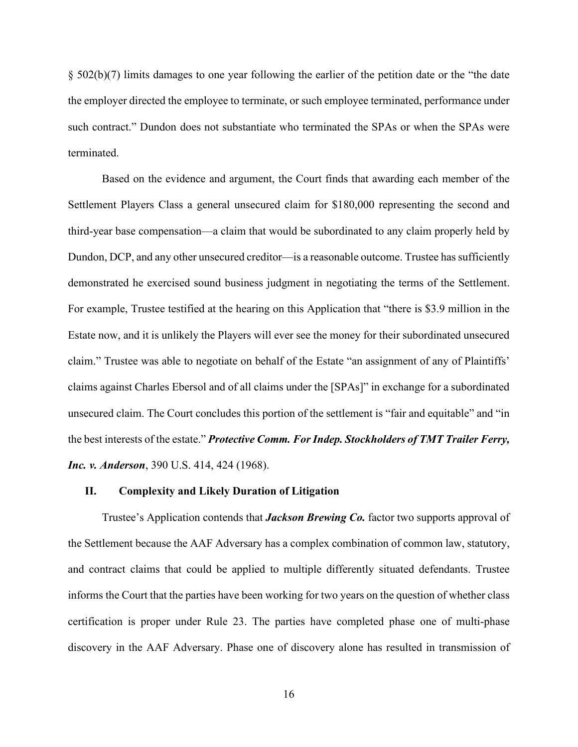§ 502(b)(7) limits damages to one year following the earlier of the petition date or the "the date the employer directed the employee to terminate, or such employee terminated, performance under such contract." Dundon does not substantiate who terminated the SPAs or when the SPAs were terminated.

Based on the evidence and argument, the Court finds that awarding each member of the Settlement Players Class a general unsecured claim for $180,000 representing the second and third-year base compensation—a claim that would be subordinated to any claim properly held by Dundon, DCP, and any other unsecured creditor—is a reasonable outcome. Trustee has sufficiently demonstrated he exercised sound business judgment in negotiating the terms of the Settlement. For example, Trustee testified at the hearing on this Application that "there is $3.9 million in the Estate now, and it is unlikely the Players will ever see the money for their subordinated unsecured claim." Trustee was able to negotiate on behalf of the Estate "an assignment of any of Plaintiffs' claims against Charles Ebersol and of all claims under the [SPAs]" in exchange for a subordinated unsecured claim. The Court concludes this portion of the settlement is "fair and equitable" and "in the best interests of the estate." ***Protective Comm. For Indep. Stockholders of TMT Trailer Ferry, Inc. v. Anderson***, 390 U.S. 414, 424 (1968).

## II. Complexity and Likely Duration of Litigation

Trustee's Application contends that ***Jackson Brewing Co.*** factor two supports approval of the Settlement because the AAF Adversary has a complex combination of common law, statutory, and contract claims that could be applied to multiple differently situated defendants. Trustee informs the Court that the parties have been working for two years on the question of whether class certification is proper under Rule 23. The parties have completed phase one of multi-phase discovery in the AAF Adversary. Phase one of discovery alone has resulted in transmission of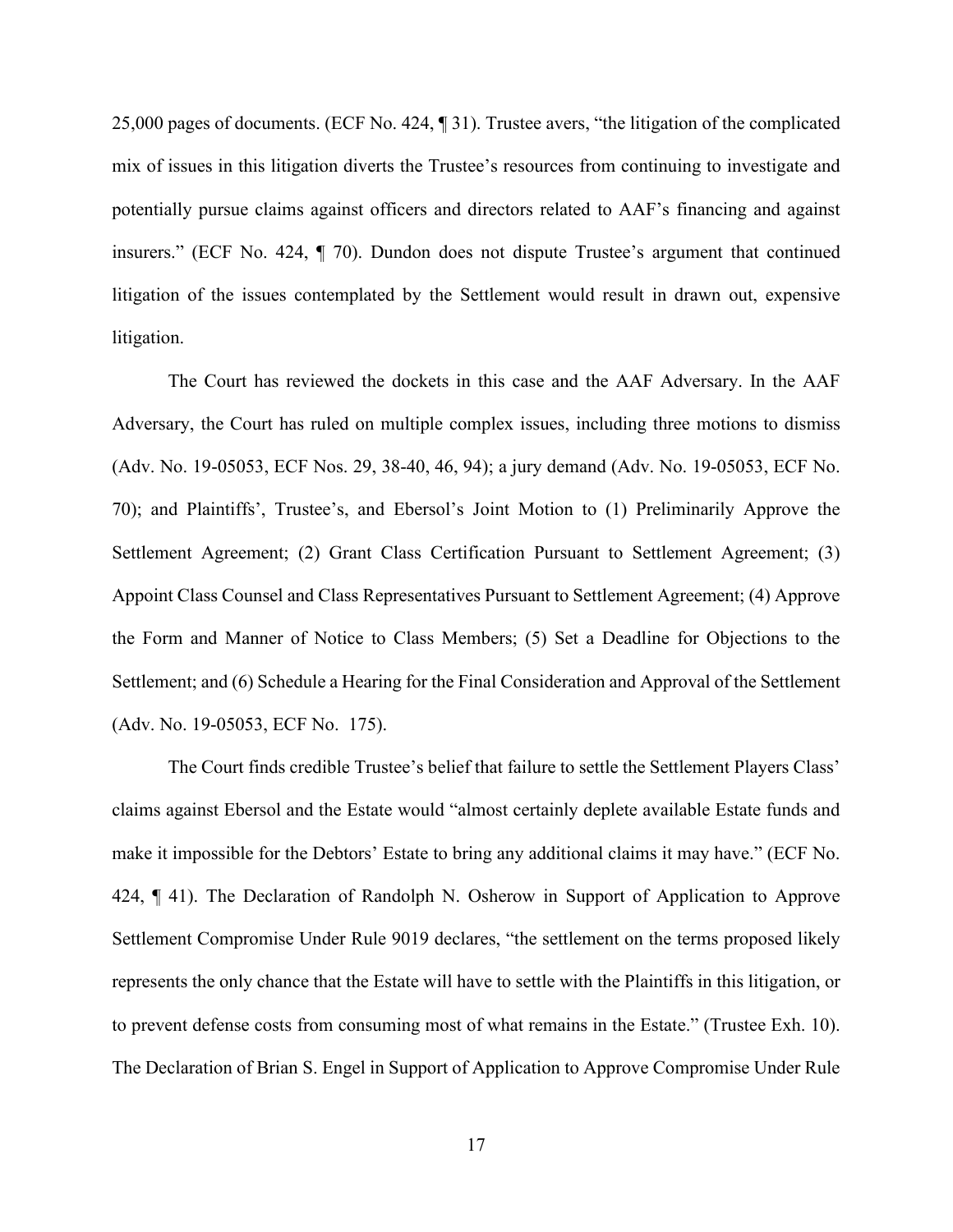25,000 pages of documents. (ECF No. 424, ¶ 31). Trustee avers, "the litigation of the complicated mix of issues in this litigation diverts the Trustee's resources from continuing to investigate and potentially pursue claims against officers and directors related to AAF's financing and against insurers." (ECF No. 424, ¶ 70). Dundon does not dispute Trustee's argument that continued litigation of the issues contemplated by the Settlement would result in drawn out, expensive litigation.

The Court has reviewed the dockets in this case and the AAF Adversary. In the AAF Adversary, the Court has ruled on multiple complex issues, including three motions to dismiss (Adv. No. 19-05053, ECF Nos. 29, 38-40, 46, 94); a jury demand (Adv. No. 19-05053, ECF No. 70); and Plaintiffs', Trustee's, and Ebersol's Joint Motion to (1) Preliminarily Approve the Settlement Agreement; (2) Grant Class Certification Pursuant to Settlement Agreement; (3) Appoint Class Counsel and Class Representatives Pursuant to Settlement Agreement; (4) Approve the Form and Manner of Notice to Class Members; (5) Set a Deadline for Objections to the Settlement; and (6) Schedule a Hearing for the Final Consideration and Approval of the Settlement (Adv. No. 19-05053, ECF No. 175).

The Court finds credible Trustee's belief that failure to settle the Settlement Players Class' claims against Ebersol and the Estate would "almost certainly deplete available Estate funds and make it impossible for the Debtors' Estate to bring any additional claims it may have." (ECF No. 424, ¶ 41). The Declaration of Randolph N. Osherow in Support of Application to Approve Settlement Compromise Under Rule 9019 declares, "the settlement on the terms proposed likely represents the only chance that the Estate will have to settle with the Plaintiffs in this litigation, or to prevent defense costs from consuming most of what remains in the Estate." (Trustee Exh. 10). The Declaration of Brian S. Engel in Support of Application to Approve Compromise Under Rule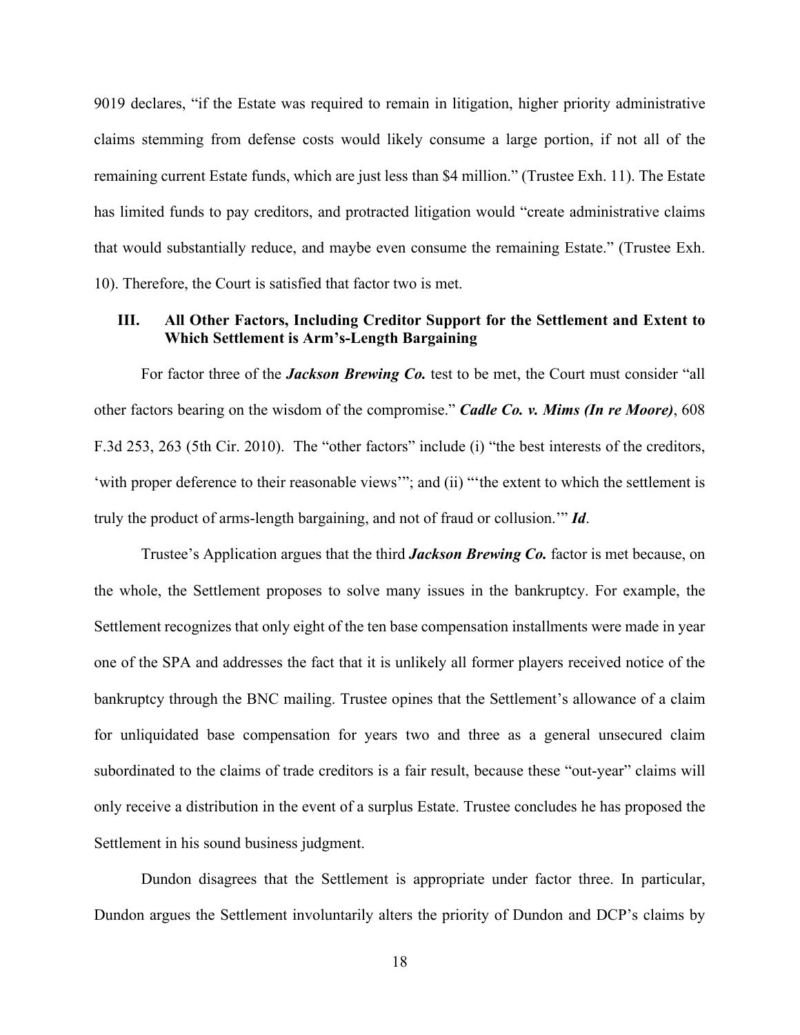9019 declares, "if the Estate was required to remain in litigation, higher priority administrative claims stemming from defense costs would likely consume a large portion, if not all of the remaining current Estate funds, which are just less than $4 million." (Trustee Exh. 11). The Estate has limited funds to pay creditors, and protracted litigation would "create administrative claims that would substantially reduce, and maybe even consume the remaining Estate." (Trustee Exh. 10). Therefore, the Court is satisfied that factor two is met.

### III. All Other Factors, Including Creditor Support for the Settlement and Extent to Which Settlement is Arm's-Length Bargaining

For factor three of the ***Jackson Brewing Co.*** test to be met, the Court must consider "all other factors bearing on the wisdom of the compromise." ***Cadle Co. v. Mims (In re Moore)***, 608 F.3d 253, 263 (5th Cir. 2010). The "other factors" include (i) "the best interests of the creditors, 'with proper deference to their reasonable views'"; and (ii) "'the extent to which the settlement is truly the product of arms-length bargaining, and not of fraud or collusion.'" ***Id***.

Trustee's Application argues that the third ***Jackson Brewing Co.*** factor is met because, on the whole, the Settlement proposes to solve many issues in the bankruptcy. For example, the Settlement recognizes that only eight of the ten base compensation installments were made in year one of the SPA and addresses the fact that it is unlikely all former players received notice of the bankruptcy through the BNC mailing. Trustee opines that the Settlement's allowance of a claim for unliquidated base compensation for years two and three as a general unsecured claim subordinated to the claims of trade creditors is a fair result, because these "out-year" claims will only receive a distribution in the event of a surplus Estate. Trustee concludes he has proposed the Settlement in his sound business judgment.

Dundon disagrees that the Settlement is appropriate under factor three. In particular, Dundon argues the Settlement involuntarily alters the priority of Dundon and DCP's claims by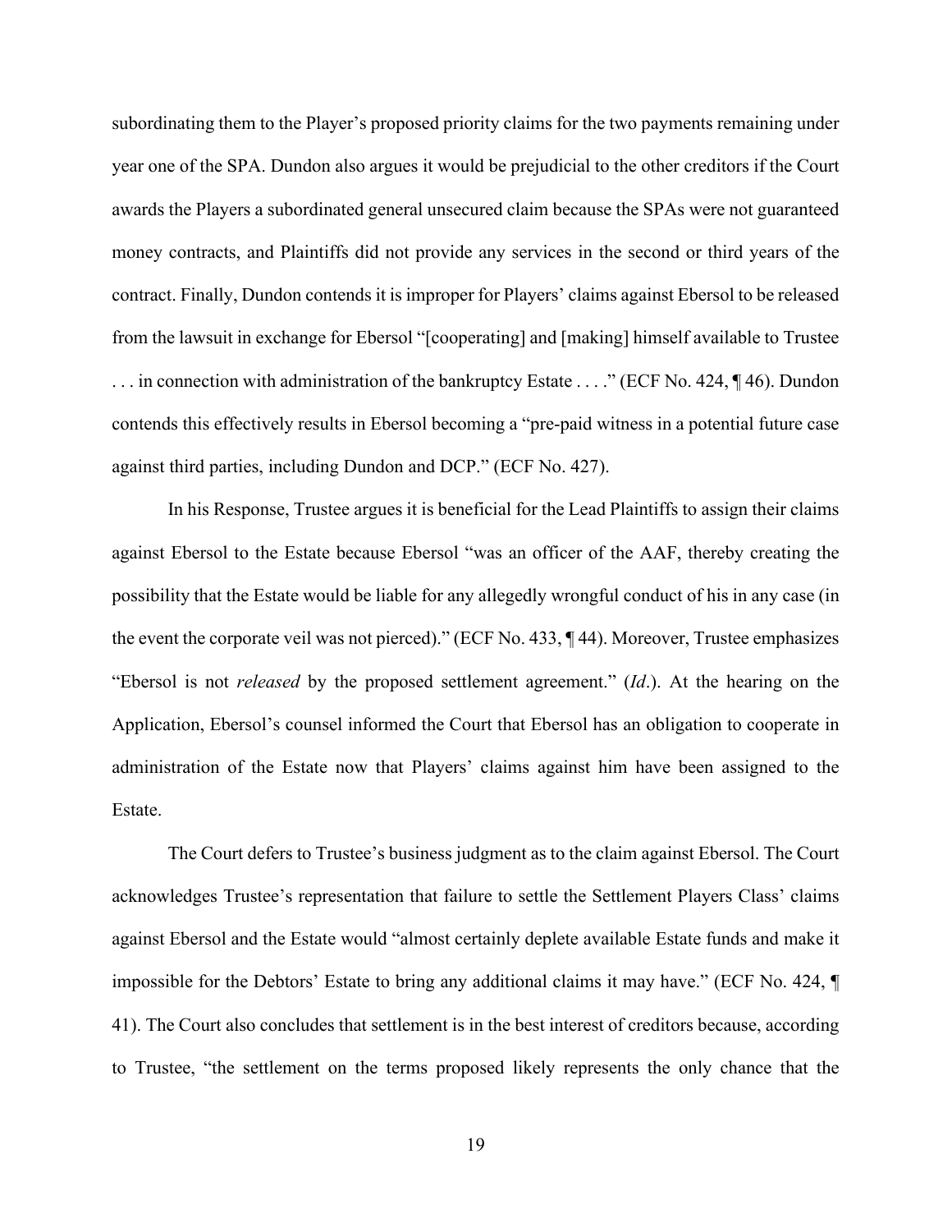subordinating them to the Player's proposed priority claims for the two payments remaining under year one of the SPA. Dundon also argues it would be prejudicial to the other creditors if the Court awards the Players a subordinated general unsecured claim because the SPAs were not guaranteed money contracts, and Plaintiffs did not provide any services in the second or third years of the contract. Finally, Dundon contends it is improper for Players' claims against Ebersol to be released from the lawsuit in exchange for Ebersol "[cooperating] and [making] himself available to Trustee . . . in connection with administration of the bankruptcy Estate . . . ." (ECF No. 424, ¶ 46). Dundon contends this effectively results in Ebersol becoming a "pre-paid witness in a potential future case against third parties, including Dundon and DCP." (ECF No. 427).

In his Response, Trustee argues it is beneficial for the Lead Plaintiffs to assign their claims against Ebersol to the Estate because Ebersol "was an officer of the AAF, thereby creating the possibility that the Estate would be liable for any allegedly wrongful conduct of his in any case (in the event the corporate veil was not pierced)." (ECF No. 433, ¶ 44). Moreover, Trustee emphasizes "Ebersol is not *released* by the proposed settlement agreement." (*Id*.). At the hearing on the Application, Ebersol's counsel informed the Court that Ebersol has an obligation to cooperate in administration of the Estate now that Players' claims against him have been assigned to the Estate.

The Court defers to Trustee's business judgment as to the claim against Ebersol. The Court acknowledges Trustee's representation that failure to settle the Settlement Players Class' claims against Ebersol and the Estate would "almost certainly deplete available Estate funds and make it impossible for the Debtors' Estate to bring any additional claims it may have." (ECF No. 424, ¶ 41). The Court also concludes that settlement is in the best interest of creditors because, according to Trustee, "the settlement on the terms proposed likely represents the only chance that the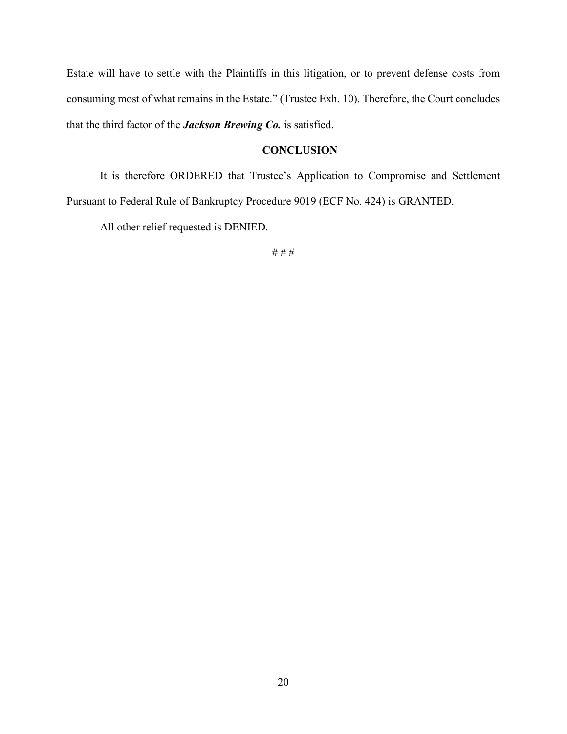Estate will have to settle with the Plaintiffs in this litigation, or to prevent defense costs from consuming most of what remains in the Estate." (Trustee Exh. 10). Therefore, the Court concludes that the third factor of the ***Jackson Brewing Co.*** is satisfied.

## CONCLUSION

It is therefore ORDERED that Trustee's Application to Compromise and Settlement Pursuant to Federal Rule of Bankruptcy Procedure 9019 (ECF No. 424) is GRANTED.

All other relief requested is DENIED.

# # #